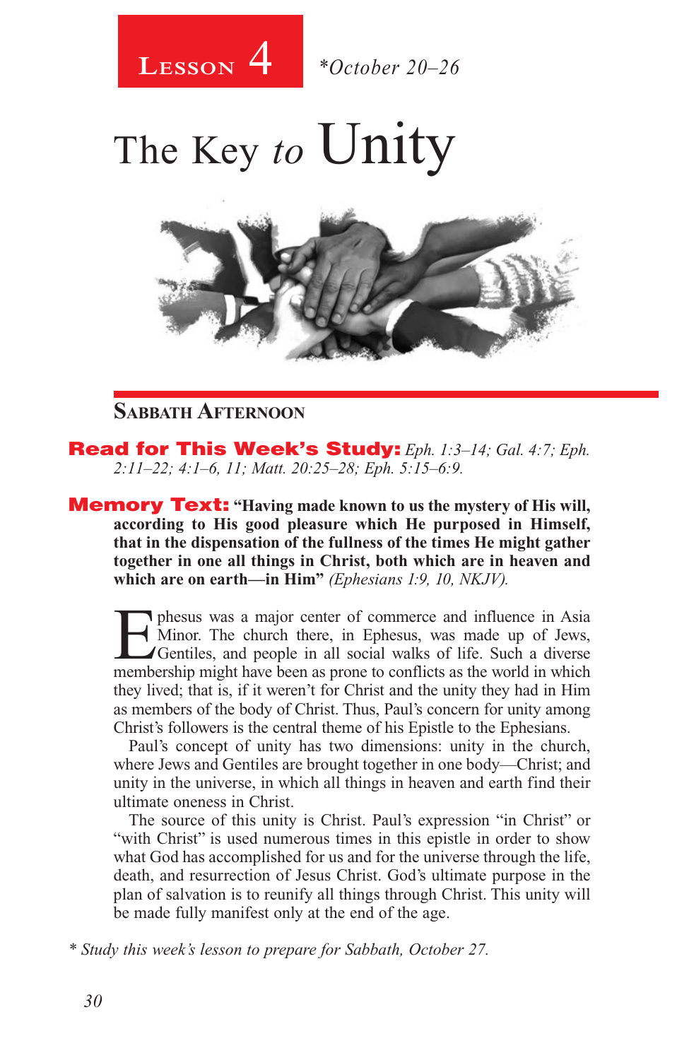**Lesson 4** *October 20–26

# The Key *to* Unity

## Sabbath Afternoon

**Read for This Week's Study:** *Eph. 1:3–14; Gal. 4:7; Eph. 2:11–22; 4:1–6, 11; Matt. 20:25–28; Eph. 5:15–6:9.*

**Memory Text:** **"Having made known to us the mystery of His will, according to His good pleasure which He purposed in Himself, that in the dispensation of the fullness of the times He might gather together in one all things in Christ, both which are in heaven and which are on earth—in Him"** *(Ephesians 1:9, 10, NKJV).*

Ephesus was a major center of commerce and influence in Asia Minor. The church there, in Ephesus, was made up of Jews, Gentiles, and people in all social walks of life. Such a diverse membership might have been as prone to conflicts as the world in which they lived; that is, if it weren't for Christ and the unity they had in Him as members of the body of Christ. Thus, Paul's concern for unity among Christ's followers is the central theme of his Epistle to the Ephesians.

Paul's concept of unity has two dimensions: unity in the church, where Jews and Gentiles are brought together in one body—Christ; and unity in the universe, in which all things in heaven and earth find their ultimate oneness in Christ.

The source of this unity is Christ. Paul's expression "in Christ" or "with Christ" is used numerous times in this epistle in order to show what God has accomplished for us and for the universe through the life, death, and resurrection of Jesus Christ. God's ultimate purpose in the plan of salvation is to reunify all things through Christ. This unity will be made fully manifest only at the end of the age.

\* *Study this week's lesson to prepare for Sabbath, October 27.*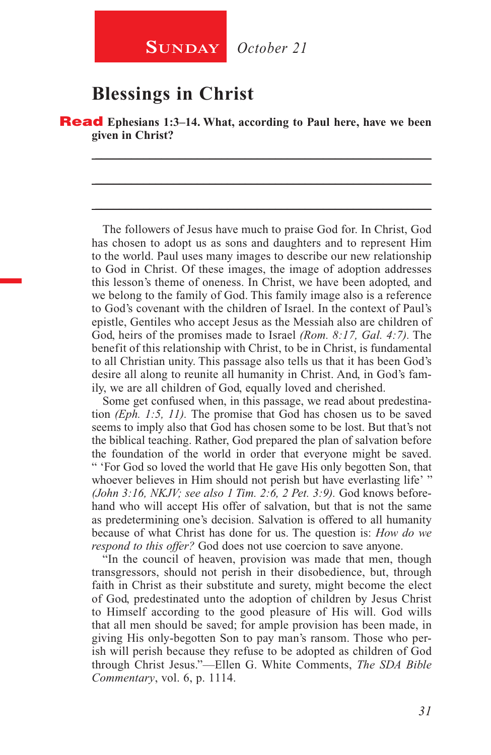**Sunday** *October 21*

## Blessings in Christ

**Read Ephesians 1:3–14. What, according to Paul here, have we been given in Christ?**

The followers of Jesus have much to praise God for. In Christ, God has chosen to adopt us as sons and daughters and to represent Him to the world. Paul uses many images to describe our new relationship to God in Christ. Of these images, the image of adoption addresses this lesson's theme of oneness. In Christ, we have been adopted, and we belong to the family of God. This family image also is a reference to God's covenant with the children of Israel. In the context of Paul's epistle, Gentiles who accept Jesus as the Messiah also are children of God, heirs of the promises made to Israel *(Rom. 8:17, Gal. 4:7).* The benefit of this relationship with Christ, to be in Christ, is fundamental to all Christian unity. This passage also tells us that it has been God's desire all along to reunite all humanity in Christ. And, in God's family, we are all children of God, equally loved and cherished.

Some get confused when, in this passage, we read about predestination *(Eph. 1:5, 11).* The promise that God has chosen us to be saved seems to imply also that God has chosen some to be lost. But that's not the biblical teaching. Rather, God prepared the plan of salvation before the foundation of the world in order that everyone might be saved. " 'For God so loved the world that He gave His only begotten Son, that whoever believes in Him should not perish but have everlasting life' " *(John 3:16, NKJV; see also 1 Tim. 2:6, 2 Pet. 3:9).* God knows beforehand who will accept His offer of salvation, but that is not the same as predetermining one's decision. Salvation is offered to all humanity because of what Christ has done for us. The question is: *How do we respond to this offer?* God does not use coercion to save anyone.

"In the council of heaven, provision was made that men, though transgressors, should not perish in their disobedience, but, through faith in Christ as their substitute and surety, might become the elect of God, predestinated unto the adoption of children by Jesus Christ to Himself according to the good pleasure of His will. God wills that all men should be saved; for ample provision has been made, in giving His only-begotten Son to pay man's ransom. Those who perish will perish because they refuse to be adopted as children of God through Christ Jesus."—Ellen G. White Comments, *The SDA Bible Commentary*, vol. 6, p. 1114.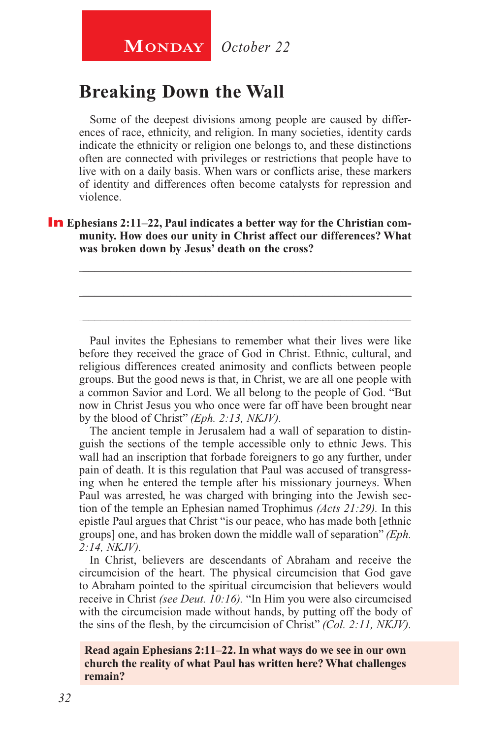**Monday** *October 22*

## Breaking Down the Wall

Some of the deepest divisions among people are caused by differences of race, ethnicity, and religion. In many societies, identity cards indicate the ethnicity or religion one belongs to, and these distinctions often are connected with privileges or restrictions that people have to live with on a daily basis. When wars or conflicts arise, these markers of identity and differences often become catalysts for repression and violence.

**In Ephesians 2:11–22, Paul indicates a better way for the Christian community. How does our unity in Christ affect our differences? What was broken down by Jesus' death on the cross?**

_______________________________________________________________

_______________________________________________________________

_______________________________________________________________

Paul invites the Ephesians to remember what their lives were like before they received the grace of God in Christ. Ethnic, cultural, and religious differences created animosity and conflicts between people groups. But the good news is that, in Christ, we are all one people with a common Savior and Lord. We all belong to the people of God. "But now in Christ Jesus you who once were far off have been brought near by the blood of Christ" *(Eph. 2:13, NKJV).*

The ancient temple in Jerusalem had a wall of separation to distinguish the sections of the temple accessible only to ethnic Jews. This wall had an inscription that forbade foreigners to go any further, under pain of death. It is this regulation that Paul was accused of transgressing when he entered the temple after his missionary journeys. When Paul was arrested, he was charged with bringing into the Jewish section of the temple an Ephesian named Trophimus *(Acts 21:29).* In this epistle Paul argues that Christ "is our peace, who has made both [ethnic groups] one, and has broken down the middle wall of separation" *(Eph. 2:14, NKJV).*

In Christ, believers are descendants of Abraham and receive the circumcision of the heart. The physical circumcision that God gave to Abraham pointed to the spiritual circumcision that believers would receive in Christ *(see Deut. 10:16).* "In Him you were also circumcised with the circumcision made without hands, by putting off the body of the sins of the flesh, by the circumcision of Christ" *(Col. 2:11, NKJV).*

**Read again Ephesians 2:11–22. In what ways do we see in our own church the reality of what Paul has written here? What challenges remain?**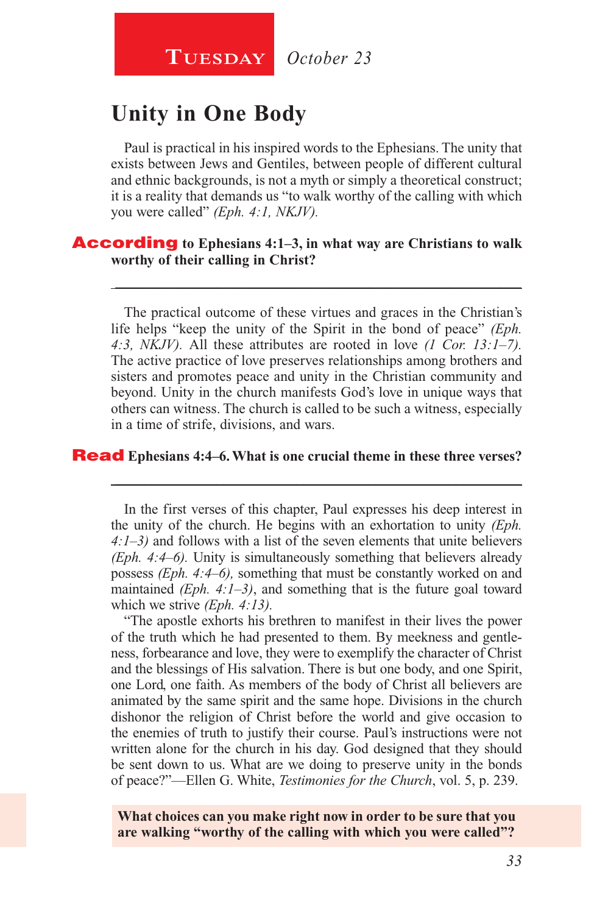**TUESDAY** *October 23*

# Unity in One Body

Paul is practical in his inspired words to the Ephesians. The unity that exists between Jews and Gentiles, between people of different cultural and ethnic backgrounds, is not a myth or simply a theoretical construct; it is a reality that demands us "to walk worthy of the calling with which you were called" *(Eph. 4:1, NKJV).*

**According to Ephesians 4:1–3, in what way are Christians to walk worthy of their calling in Christ?**

______________________________________________________________

The practical outcome of these virtues and graces in the Christian's life helps "keep the unity of the Spirit in the bond of peace" *(Eph. 4:3, NKJV).* All these attributes are rooted in love *(1 Cor. 13:1–7).* The active practice of love preserves relationships among brothers and sisters and promotes peace and unity in the Christian community and beyond. Unity in the church manifests God's love in unique ways that others can witness. The church is called to be such a witness, especially in a time of strife, divisions, and wars.

**Read Ephesians 4:4–6. What is one crucial theme in these three verses?**

______________________________________________________________

In the first verses of this chapter, Paul expresses his deep interest in the unity of the church. He begins with an exhortation to unity *(Eph. 4:1–3)* and follows with a list of the seven elements that unite believers *(Eph. 4:4–6).* Unity is simultaneously something that believers already possess *(Eph. 4:4–6),* something that must be constantly worked on and maintained *(Eph. 4:1–3)*, and something that is the future goal toward which we strive *(Eph. 4:13).*

"The apostle exhorts his brethren to manifest in their lives the power of the truth which he had presented to them. By meekness and gentleness, forbearance and love, they were to exemplify the character of Christ and the blessings of His salvation. There is but one body, and one Spirit, one Lord, one faith. As members of the body of Christ all believers are animated by the same spirit and the same hope. Divisions in the church dishonor the religion of Christ before the world and give occasion to the enemies of truth to justify their course. Paul's instructions were not written alone for the church in his day. God designed that they should be sent down to us. What are we doing to preserve unity in the bonds of peace?"—Ellen G. White, *Testimonies for the Church*, vol. 5, p. 239.

**What choices can you make right now in order to be sure that you are walking "worthy of the calling with which you were called"?**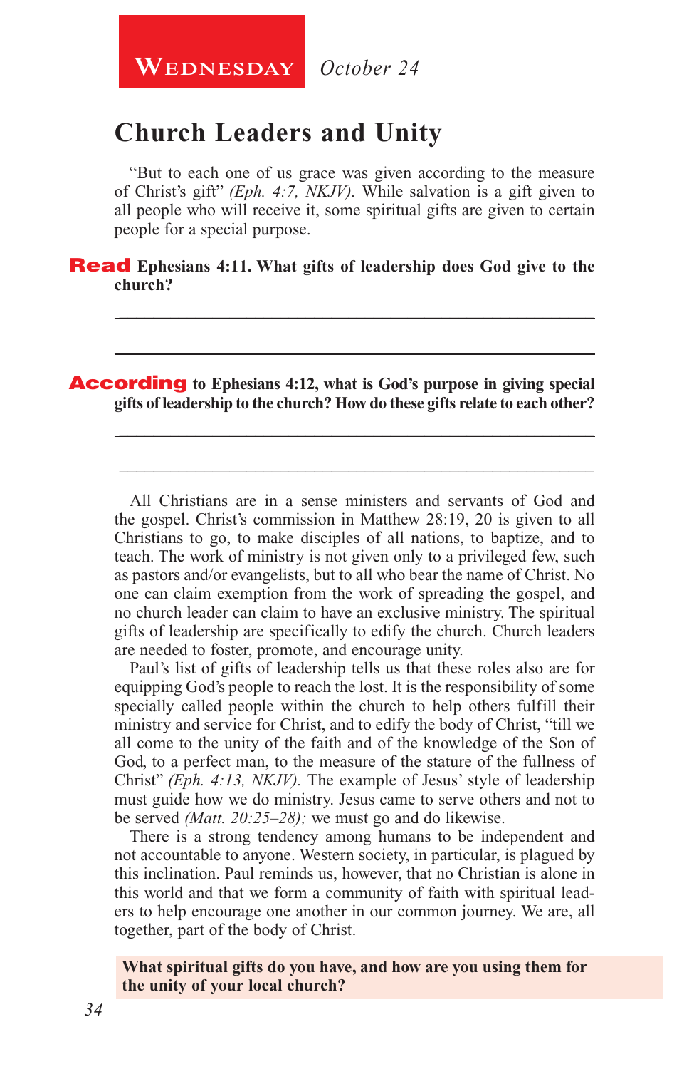**Wednesday** *October 24*

# Church Leaders and Unity

"But to each one of us grace was given according to the measure of Christ's gift" *(Eph. 4:7, NKJV).* While salvation is a gift given to all people who will receive it, some spiritual gifts are given to certain people for a special purpose.

**Read Ephesians 4:11. What gifts of leadership does God give to the church?**

_______________________________________________

_______________________________________________

**According to Ephesians 4:12, what is God's purpose in giving special gifts of leadership to the church? How do these gifts relate to each other?**

_______________________________________________

_______________________________________________

All Christians are in a sense ministers and servants of God and the gospel. Christ's commission in Matthew 28:19, 20 is given to all Christians to go, to make disciples of all nations, to baptize, and to teach. The work of ministry is not given only to a privileged few, such as pastors and/or evangelists, but to all who bear the name of Christ. No one can claim exemption from the work of spreading the gospel, and no church leader can claim to have an exclusive ministry. The spiritual gifts of leadership are specifically to edify the church. Church leaders are needed to foster, promote, and encourage unity.

Paul's list of gifts of leadership tells us that these roles also are for equipping God's people to reach the lost. It is the responsibility of some specially called people within the church to help others fulfill their ministry and service for Christ, and to edify the body of Christ, "till we all come to the unity of the faith and of the knowledge of the Son of God, to a perfect man, to the measure of the stature of the fullness of Christ" *(Eph. 4:13, NKJV).* The example of Jesus' style of leadership must guide how we do ministry. Jesus came to serve others and not to be served *(Matt. 20:25–28);* we must go and do likewise.

There is a strong tendency among humans to be independent and not accountable to anyone. Western society, in particular, is plagued by this inclination. Paul reminds us, however, that no Christian is alone in this world and that we form a community of faith with spiritual leaders to help encourage one another in our common journey. We are, all together, part of the body of Christ.

**What spiritual gifts do you have, and how are you using them for the unity of your local church?**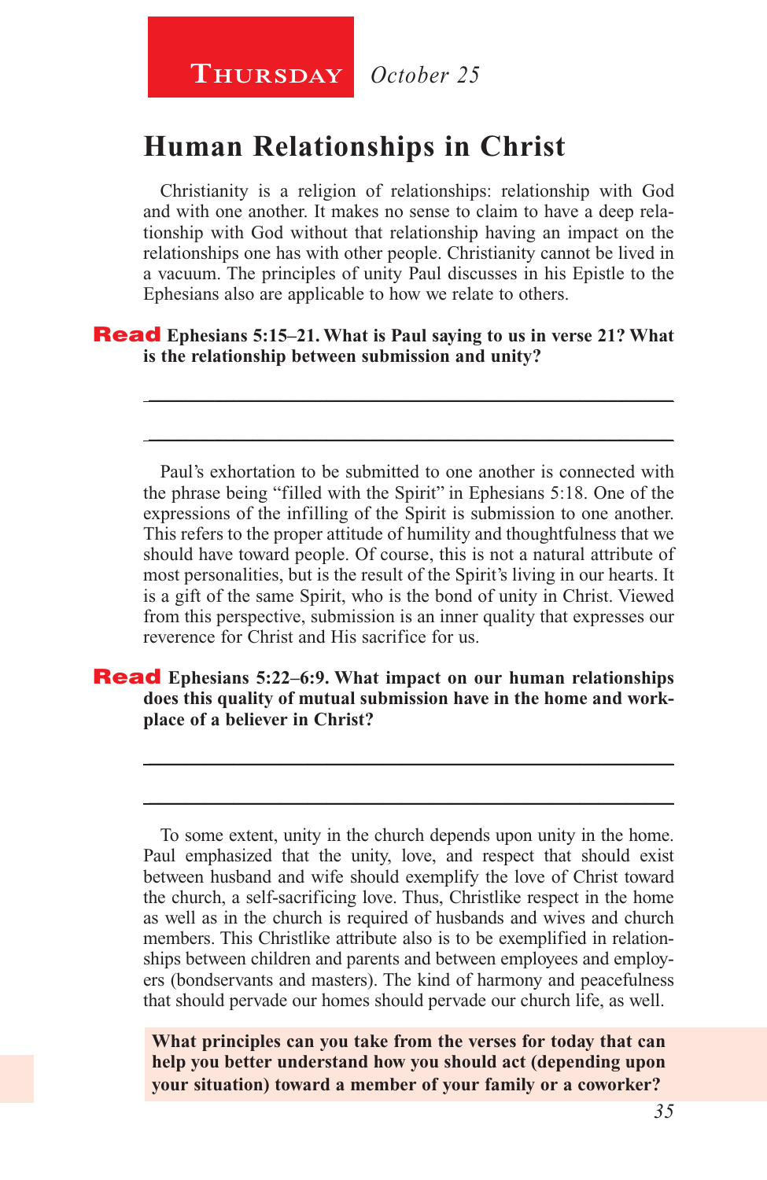**Thursday** *October 25*

## Human Relationships in Christ

Christianity is a religion of relationships: relationship with God and with one another. It makes no sense to claim to have a deep relationship with God without that relationship having an impact on the relationships one has with other people. Christianity cannot be lived in a vacuum. The principles of unity Paul discusses in his Epistle to the Ephesians also are applicable to how we relate to others.

**Read Ephesians 5:15–21. What is Paul saying to us in verse 21? What is the relationship between submission and unity?**

\_\_\_\_\_\_\_\_\_\_\_\_\_\_\_\_\_\_\_\_\_\_\_\_\_\_\_\_\_\_\_\_\_\_\_\_\_\_\_\_\_\_\_\_\_\_\_\_\_\_

\_\_\_\_\_\_\_\_\_\_\_\_\_\_\_\_\_\_\_\_\_\_\_\_\_\_\_\_\_\_\_\_\_\_\_\_\_\_\_\_\_\_\_\_\_\_\_\_\_\_

Paul's exhortation to be submitted to one another is connected with the phrase being "filled with the Spirit" in Ephesians 5:18. One of the expressions of the infilling of the Spirit is submission to one another. This refers to the proper attitude of humility and thoughtfulness that we should have toward people. Of course, this is not a natural attribute of most personalities, but is the result of the Spirit's living in our hearts. It is a gift of the same Spirit, who is the bond of unity in Christ. Viewed from this perspective, submission is an inner quality that expresses our reverence for Christ and His sacrifice for us.

**Read Ephesians 5:22–6:9. What impact on our human relationships does this quality of mutual submission have in the home and workplace of a believer in Christ?**

\_\_\_\_\_\_\_\_\_\_\_\_\_\_\_\_\_\_\_\_\_\_\_\_\_\_\_\_\_\_\_\_\_\_\_\_\_\_\_\_\_\_\_\_\_\_\_\_\_\_

\_\_\_\_\_\_\_\_\_\_\_\_\_\_\_\_\_\_\_\_\_\_\_\_\_\_\_\_\_\_\_\_\_\_\_\_\_\_\_\_\_\_\_\_\_\_\_\_\_\_

To some extent, unity in the church depends upon unity in the home. Paul emphasized that the unity, love, and respect that should exist between husband and wife should exemplify the love of Christ toward the church, a self-sacrificing love. Thus, Christlike respect in the home as well as in the church is required of husbands and wives and church members. This Christlike attribute also is to be exemplified in relationships between children and parents and between employees and employers (bondservants and masters). The kind of harmony and peacefulness that should pervade our homes should pervade our church life, as well.

**What principles can you take from the verses for today that can help you better understand how you should act (depending upon your situation) toward a member of your family or a coworker?**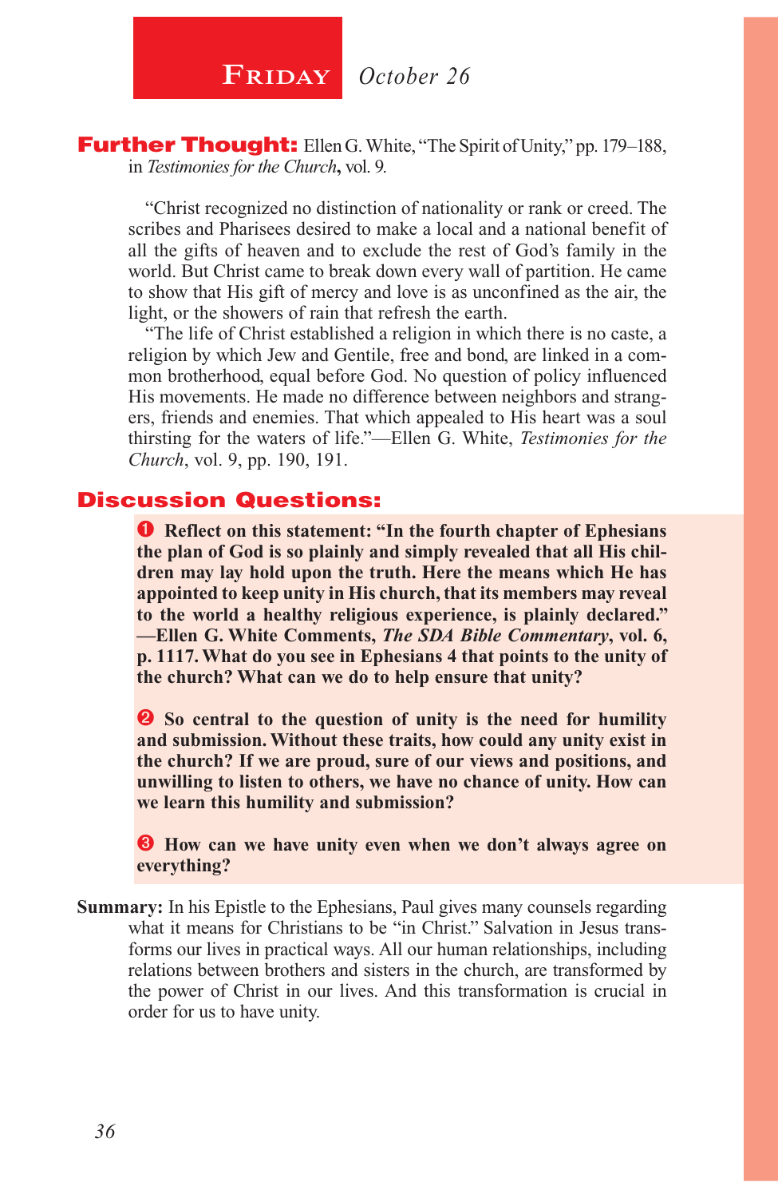## FRIDAY *October 26*

**Further Thought:** Ellen G. White, "The Spirit of Unity," pp. 179–188, in *Testimonies for the Church*, vol. 9.

"Christ recognized no distinction of nationality or rank or creed. The scribes and Pharisees desired to make a local and a national benefit of all the gifts of heaven and to exclude the rest of God's family in the world. But Christ came to break down every wall of partition. He came to show that His gift of mercy and love is as unconfined as the air, the light, or the showers of rain that refresh the earth.

"The life of Christ established a religion in which there is no caste, a religion by which Jew and Gentile, free and bond, are linked in a common brotherhood, equal before God. No question of policy influenced His movements. He made no difference between neighbors and strangers, friends and enemies. That which appealed to His heart was a soul thirsting for the waters of life."—Ellen G. White, *Testimonies for the Church*, vol. 9, pp. 190, 191.

**Discussion Questions:**

1. **Reflect on this statement: "In the fourth chapter of Ephesians the plan of God is so plainly and simply revealed that all His children may lay hold upon the truth. Here the means which He has appointed to keep unity in His church, that its members may reveal to the world a healthy religious experience, is plainly declared." —Ellen G. White Comments, *The SDA Bible Commentary*, vol. 6, p. 1117. What do you see in Ephesians 4 that points to the unity of the church? What can we do to help ensure that unity?**

2. **So central to the question of unity is the need for humility and submission. Without these traits, how could any unity exist in the church? If we are proud, sure of our views and positions, and unwilling to listen to others, we have no chance of unity. How can we learn this humility and submission?**

3. **How can we have unity even when we don't always agree on everything?**

**Summary:** In his Epistle to the Ephesians, Paul gives many counsels regarding what it means for Christians to be "in Christ." Salvation in Jesus transforms our lives in practical ways. All our human relationships, including relations between brothers and sisters in the church, are transformed by the power of Christ in our lives. And this transformation is crucial in order for us to have unity.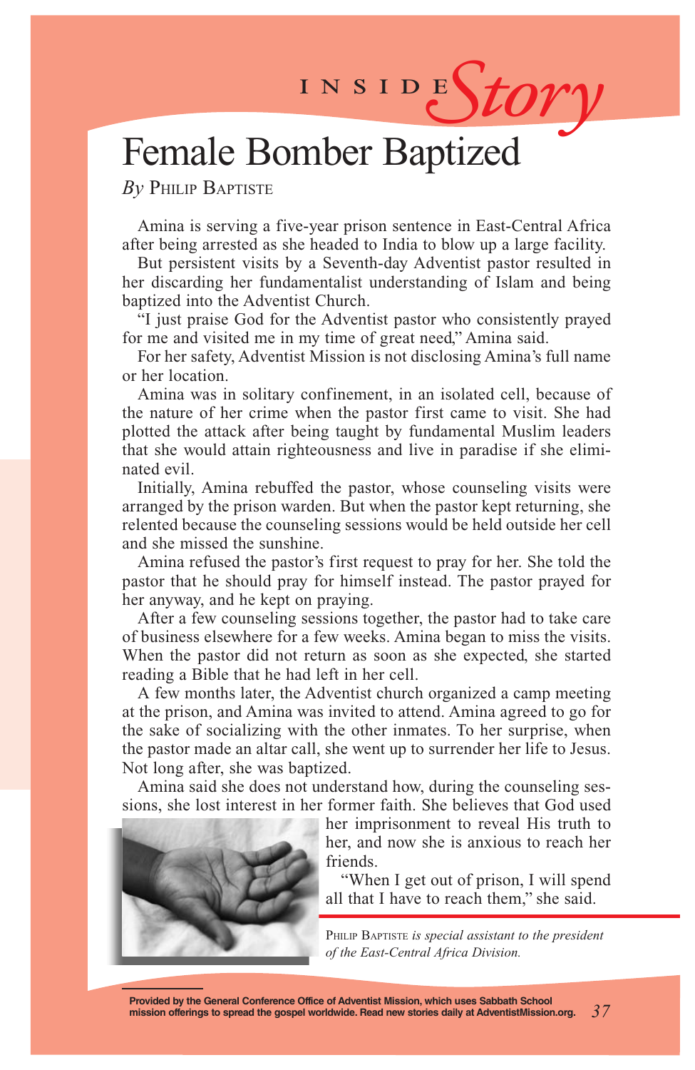INSIDE *Story*

# Female Bomber Baptized

*By* Philip Baptiste

Amina is serving a five-year prison sentence in East-Central Africa after being arrested as she headed to India to blow up a large facility.

But persistent visits by a Seventh-day Adventist pastor resulted in her discarding her fundamentalist understanding of Islam and being baptized into the Adventist Church.

"I just praise God for the Adventist pastor who consistently prayed for me and visited me in my time of great need," Amina said.

For her safety, Adventist Mission is not disclosing Amina's full name or her location.

Amina was in solitary confinement, in an isolated cell, because of the nature of her crime when the pastor first came to visit. She had plotted the attack after being taught by fundamental Muslim leaders that she would attain righteousness and live in paradise if she eliminated evil.

Initially, Amina rebuffed the pastor, whose counseling visits were arranged by the prison warden. But when the pastor kept returning, she relented because the counseling sessions would be held outside her cell and she missed the sunshine.

Amina refused the pastor's first request to pray for her. She told the pastor that he should pray for himself instead. The pastor prayed for her anyway, and he kept on praying.

After a few counseling sessions together, the pastor had to take care of business elsewhere for a few weeks. Amina began to miss the visits. When the pastor did not return as soon as she expected, she started reading a Bible that he had left in her cell.

A few months later, the Adventist church organized a camp meeting at the prison, and Amina was invited to attend. Amina agreed to go for the sake of socializing with the other inmates. To her surprise, when the pastor made an altar call, she went up to surrender her life to Jesus. Not long after, she was baptized.

Amina said she does not understand how, during the counseling sessions, she lost interest in her former faith. She believes that God used her imprisonment to reveal His truth to her, and now she is anxious to reach her friends.

"When I get out of prison, I will spend all that I have to reach them," she said.

Philip Baptiste *is special assistant to the president of the East-Central Africa Division.*

**Provided by the General Conference Office of Adventist Mission, which uses Sabbath School mission offerings to spread the gospel worldwide. Read new stories daily at AdventistMission.org.**